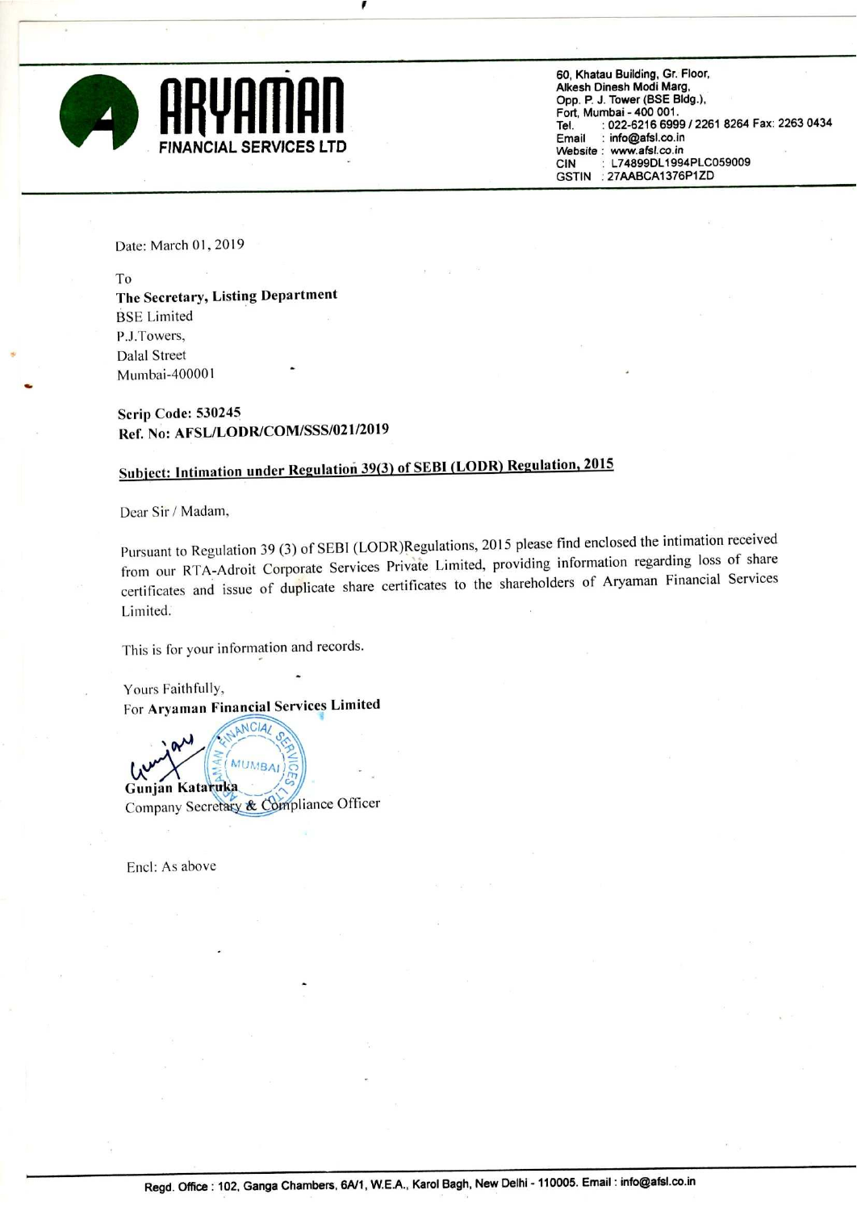# ARYAMAN FINANCIAL SERVICES LTD

60, Khatau Building, Gr. Floor,
Alkesh Dinesh Modi Marg,
Opp. P. J. Tower (BSE Bldg.),
Fort, Mumbai - 400 001.
Tel. : 022-6216 6999 / 2261 8264 Fax: 2263 0434
Email : info@afsl.co.in
Website : www.afsl.co.in
CIN : L74899DL1994PLC059009
GSTIN : 27AABCA1376P1ZD

Date: March 01, 2019

To
**The Secretary, Listing Department**
BSE Limited
P.J.Towers,
Dalal Street
Mumbai-400001

**Scrip Code: 530245**
**Ref. No: AFSL/LODR/COM/SSS/021/2019**

**Subject: Intimation under Regulation 39(3) of SEBI (LODR) Regulation, 2015**

Dear Sir / Madam,

Pursuant to Regulation 39 (3) of SEBI (LODR)Regulations, 2015 please find enclosed the intimation received from our RTA-Adroit Corporate Services Private Limited, providing information regarding loss of share certificates and issue of duplicate share certificates to the shareholders of Aryaman Financial Services Limited.

This is for your information and records.

Yours Faithfully,
For **Aryaman Financial Services Limited**

**Gunjan Kataruka**
Company Secretary & Compliance Officer

Encl: As above

Regd. Office : 102, Ganga Chambers, 6A/1, W.E.A., Karol Bagh, New Delhi - 110005. Email : info@afsl.co.in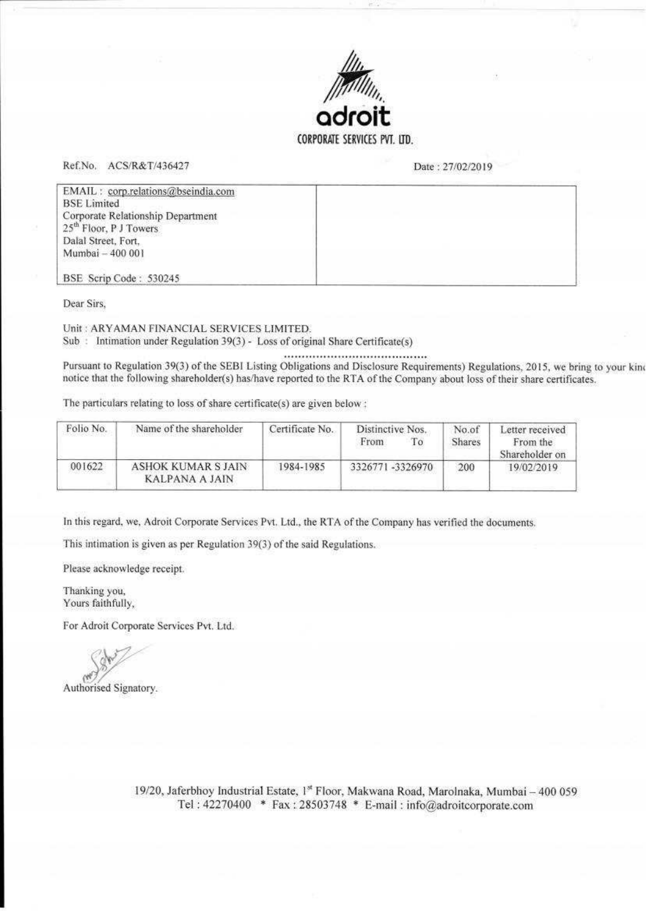adroit

CORPORATE SERVICES PVT. LTD.

Ref.No. ACS/R&T/436427

Date : 27/02/2019

EMAIL : corp.relations@bseindia.com
BSE Limited
Corporate Relationship Department
25th Floor, P J Towers
Dalal Street, Fort,
Mumbai – 400 001

BSE Scrip Code : 530245

Dear Sirs,

Unit : ARYAMAN FINANCIAL SERVICES LIMITED.
Sub : Intimation under Regulation 39(3) - Loss of original Share Certificate(s)

Pursuant to Regulation 39(3) of the SEBI Listing Obligations and Disclosure Requirements) Regulations, 2015, we bring to your kind notice that the following shareholder(s) has/have reported to the RTA of the Company about loss of their share certificates.

The particulars relating to loss of share certificate(s) are given below :

| Folio No. | Name of the shareholder | Certificate No. | Distinctive Nos. From To | No.of Shares | Letter received From the Shareholder on |
|---|---|---|---|---|---|
| 001622 | ASHOK KUMAR S JAIN KALPANA A JAIN | 1984-1985 | 3326771 -3326970 | 200 | 19/02/2019 |

In this regard, we, Adroit Corporate Services Pvt. Ltd., the RTA of the Company has verified the documents.

This intimation is given as per Regulation 39(3) of the said Regulations.

Please acknowledge receipt.

Thanking you,
Yours faithfully,

For Adroit Corporate Services Pvt. Ltd.

Authorised Signatory.

19/20, Jaferbhoy Industrial Estate, 1st Floor, Makwana Road, Marolnaka, Mumbai – 400 059
Tel : 42270400 * Fax : 28503748 * E-mail : info@adroitcorporate.com